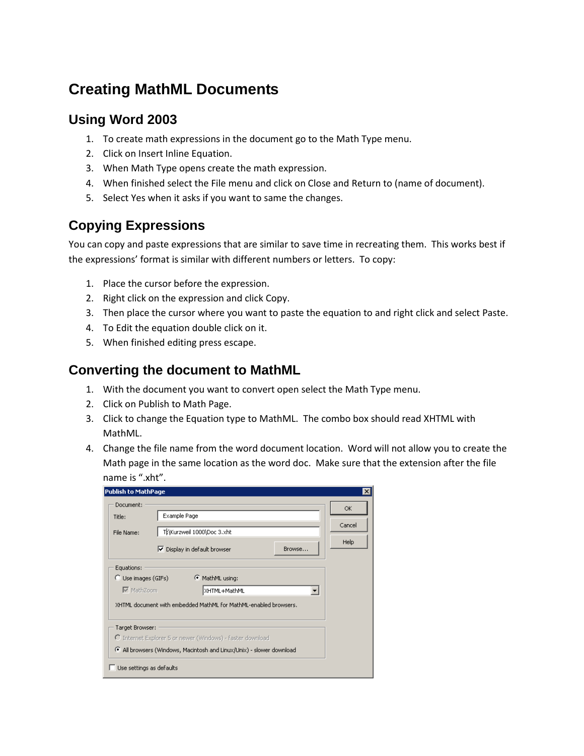# Creating MathML Documents

## Using Word 2003

1. To create math expressions in the document go to the Math Type menu.
2. Click on Insert Inline Equation.
3. When Math Type opens create the math expression.
4. When finished select the File menu and click on Close and Return to (name of document).
5. Select Yes when it asks if you want to same the changes.

## Copying Expressions

You can copy and paste expressions that are similar to save time in recreating them. This works best if the expressions' format is similar with different numbers or letters. To copy:

1. Place the cursor before the expression.
2. Right click on the expression and click Copy.
3. Then place the cursor where you want to paste the equation to and right click and select Paste.
4. To Edit the equation double click on it.
5. When finished editing press escape.

## Converting the document to MathML

1. With the document you want to convert open select the Math Type menu.
2. Click on Publish to Math Page.
3. Click to change the Equation type to MathML. The combo box should read XHTML with MathML.
4. Change the file name from the word document location. Word will not allow you to create the Math page in the same location as the word doc. Make sure that the extension after the file name is ".xht".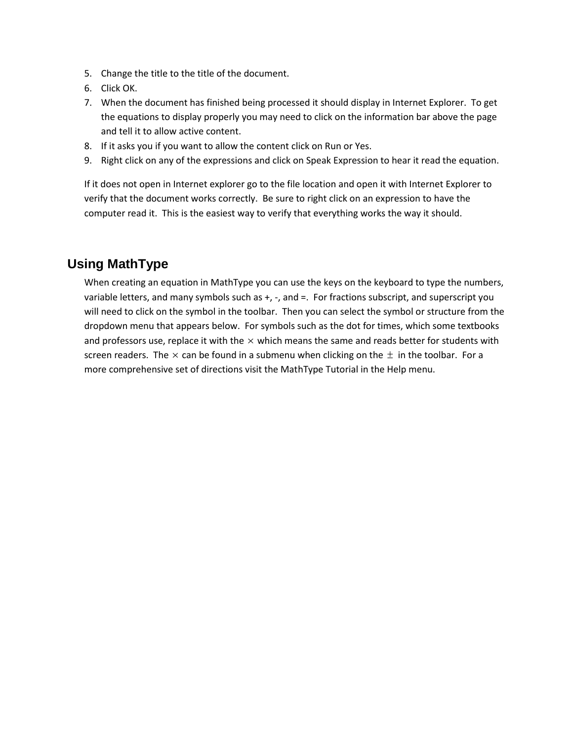5. Change the title to the title of the document.
6. Click OK.
7. When the document has finished being processed it should display in Internet Explorer. To get the equations to display properly you may need to click on the information bar above the page and tell it to allow active content.
8. If it asks you if you want to allow the content click on Run or Yes.
9. Right click on any of the expressions and click on Speak Expression to hear it read the equation.

If it does not open in Internet explorer go to the file location and open it with Internet Explorer to verify that the document works correctly. Be sure to right click on an expression to have the computer read it. This is the easiest way to verify that everything works the way it should.

## Using MathType

When creating an equation in MathType you can use the keys on the keyboard to type the numbers, variable letters, and many symbols such as +, -, and =. For fractions subscript, and superscript you will need to click on the symbol in the toolbar. Then you can select the symbol or structure from the dropdown menu that appears below. For symbols such as the dot for times, which some textbooks and professors use, replace it with the $\times$ which means the same and reads better for students with screen readers. The $\times$ can be found in a submenu when clicking on the $\pm$ in the toolbar. For a more comprehensive set of directions visit the MathType Tutorial in the Help menu.